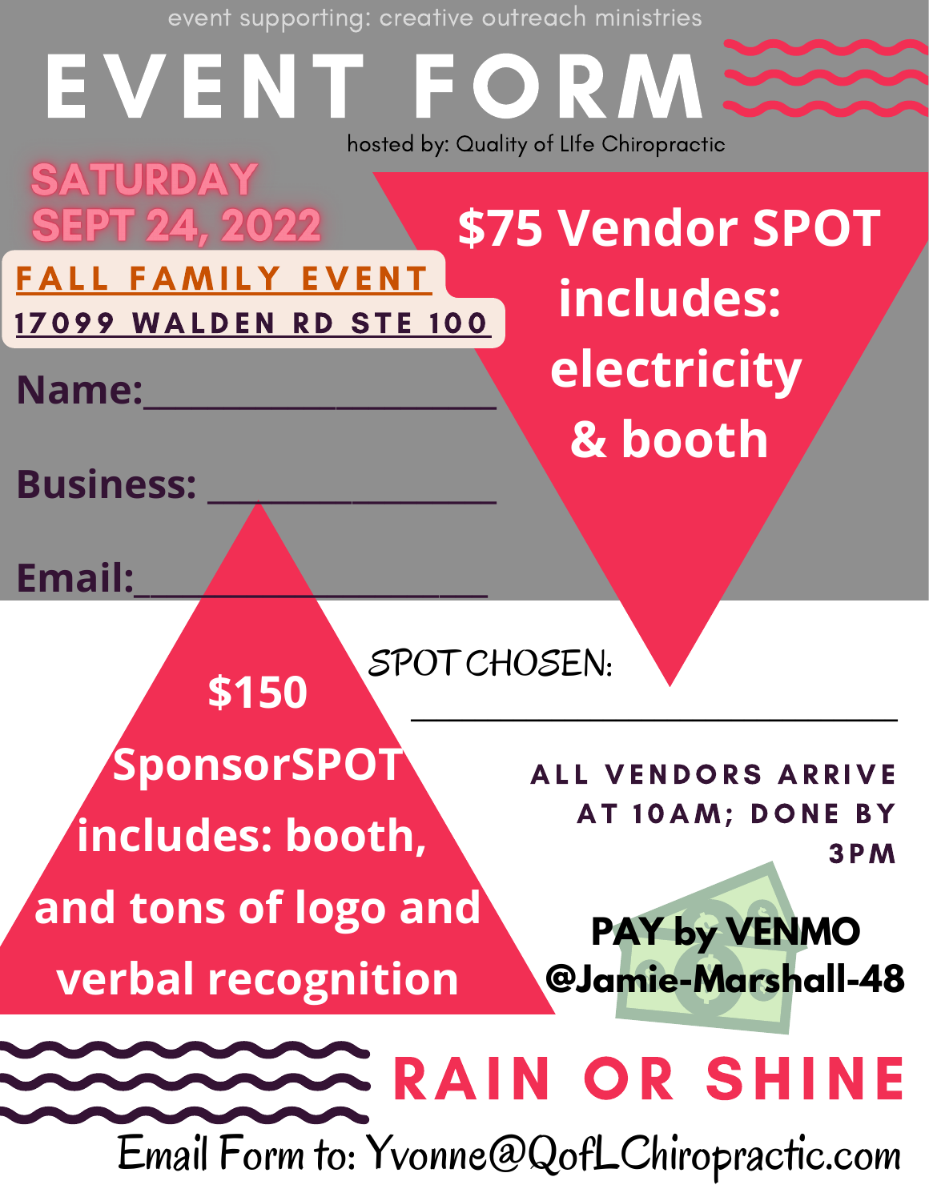event supporting: creative outreach ministries

# EVENT FORM

hosted by: Quality of LIfe Chiropractic

**SATURDAY SEPT 24, 2022**

**FALL FAMILY EVENT**

**17099 WALDEN RD STE 100**

**$75 Vendor SPOT includes: electricity & booth**

**Name:**___________________

**Business:** ________________

**Email:**____________________

**$150 SponsorSPOT includes: booth, and tons of logo and verbal recognition**

SPOT CHOSEN:

______________________________

**ALL VENDORS ARRIVE AT 10AM; DONE BY 3PM**

**PAY by VENMO @Jamie-Marshall-48**

**RAIN OR SHINE**

Email Form to: Yvonne@QofLChiropractic.com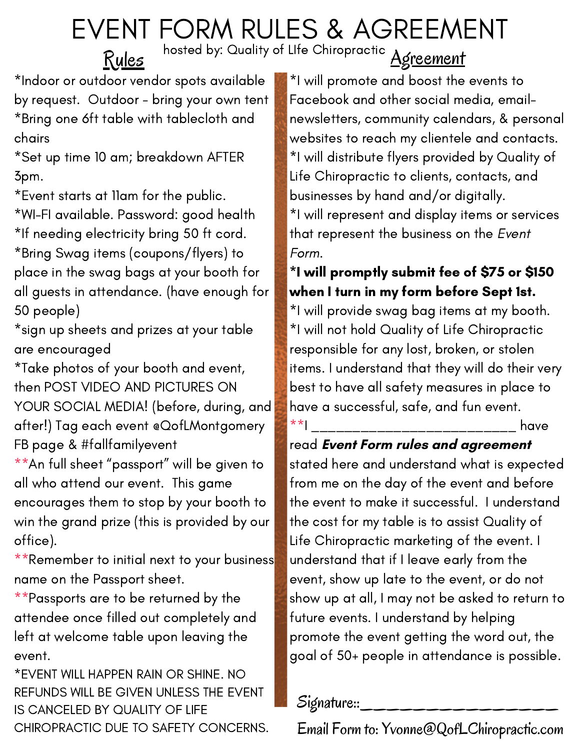# EVENT FORM RULES & AGREEMENT

hosted by: Quality of LIfe Chiropractic

## Rules

*Indoor or outdoor vendor spots available by request. Outdoor - bring your own tent
*Bring one 6ft table with tablecloth and chairs
*Set up time 10 am; breakdown AFTER 3pm.
*Event starts at 11am for the public.
*WI-FI available. Password: good health
*If needing electricity bring 50 ft cord.
*Bring Swag items (coupons/flyers) to place in the swag bags at your booth for all guests in attendance. (have enough for 50 people)
*sign up sheets and prizes at your table are encouraged
*Take photos of your booth and event, then POST VIDEO AND PICTURES ON YOUR SOCIAL MEDIA! (before, during, and after!) Tag each event @QofLMontgomery FB page & #fallfamilyevent
**An full sheet "passport" will be given to all who attend our event. This game encourages them to stop by your booth to win the grand prize (this is provided by our office).
**Remember to initial next to your business name on the Passport sheet.
**Passports are to be returned by the attendee once filled out completely and left at welcome table upon leaving the event.
*EVENT WILL HAPPEN RAIN OR SHINE. NO REFUNDS WILL BE GIVEN UNLESS THE EVENT IS CANCELED BY QUALITY OF LIFE CHIROPRACTIC DUE TO SAFETY CONCERNS.

## Agreement

*I will promote and boost the events to Facebook and other social media, email-newsletters, community calendars, & personal websites to reach my clientele and contacts.
*I will distribute flyers provided by Quality of Life Chiropractic to clients, contacts, and businesses by hand and/or digitally.
*I will represent and display items or services that represent the business on the *Event Form.*
**\*I will promptly submit fee of $75 or $150 when I turn in my form before Sept 1st.**
*I will provide swag bag items at my booth.
*I will not hold Quality of Life Chiropractic responsible for any lost, broken, or stolen items. I understand that they will do their very best to have all safety measures in place to have a successful, safe, and fun event.
**I ___________________________ have read ***Event Form rules and agreement*** stated here and understand what is expected from me on the day of the event and before the event to make it successful. I understand the cost for my table is to assist Quality of Life Chiropractic marketing of the event. I understand that if I leave early from the event, show up late to the event, or do not show up at all, I may not be asked to return to future events. I understand by helping promote the event getting the word out, the goal of 50+ people in attendance is possible.

Signature::___________________

Email Form to: Yvonne@QofLChiropractic.com